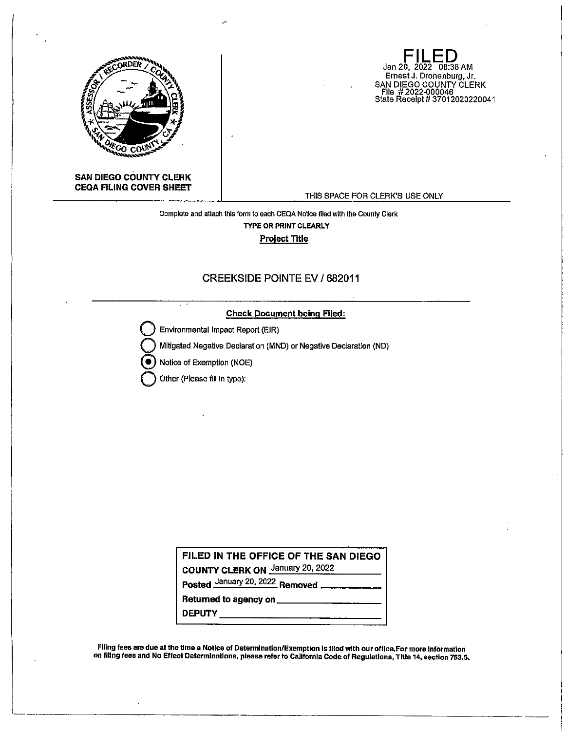**FILED**
Jan 20, 2022 08:38 AM
Ernest J. Dronenburg, Jr.
SAN DIEGO COUNTY CLERK
File # 2022-000046
State Receipt # 37012020220041

**SAN DIEGO COUNTY CLERK**
**CEQA FILING COVER SHEET**

THIS SPACE FOR CLERK'S USE ONLY

Complete and attach this form to each CEQA Notice filed with the County Clerk

**TYPE OR PRINT CLEARLY**

**Project Title**

CREEKSIDE POINTE EV / 682011

**Check Document being Filed:**

- ○ Environmental Impact Report (EIR)
- ○ Mitigated Negative Declaration (MND) or Negative Declaration (ND)
- ◉ Notice of Exemption (NOE)
- ○ Other (Please fill in type):

**FILED IN THE OFFICE OF THE SAN DIEGO COUNTY CLERK ON** January 20, 2022

**Posted** January 20, 2022 **Removed** ____________

**Returned to agency on** ____________

**DEPUTY** ____________

**Filing fees are due at the time a Notice of Determination/Exemption is filed with our office.For more information on filing fees and No Effect Determinations, please refer to California Code of Regulations, Title 14, section 753.5.**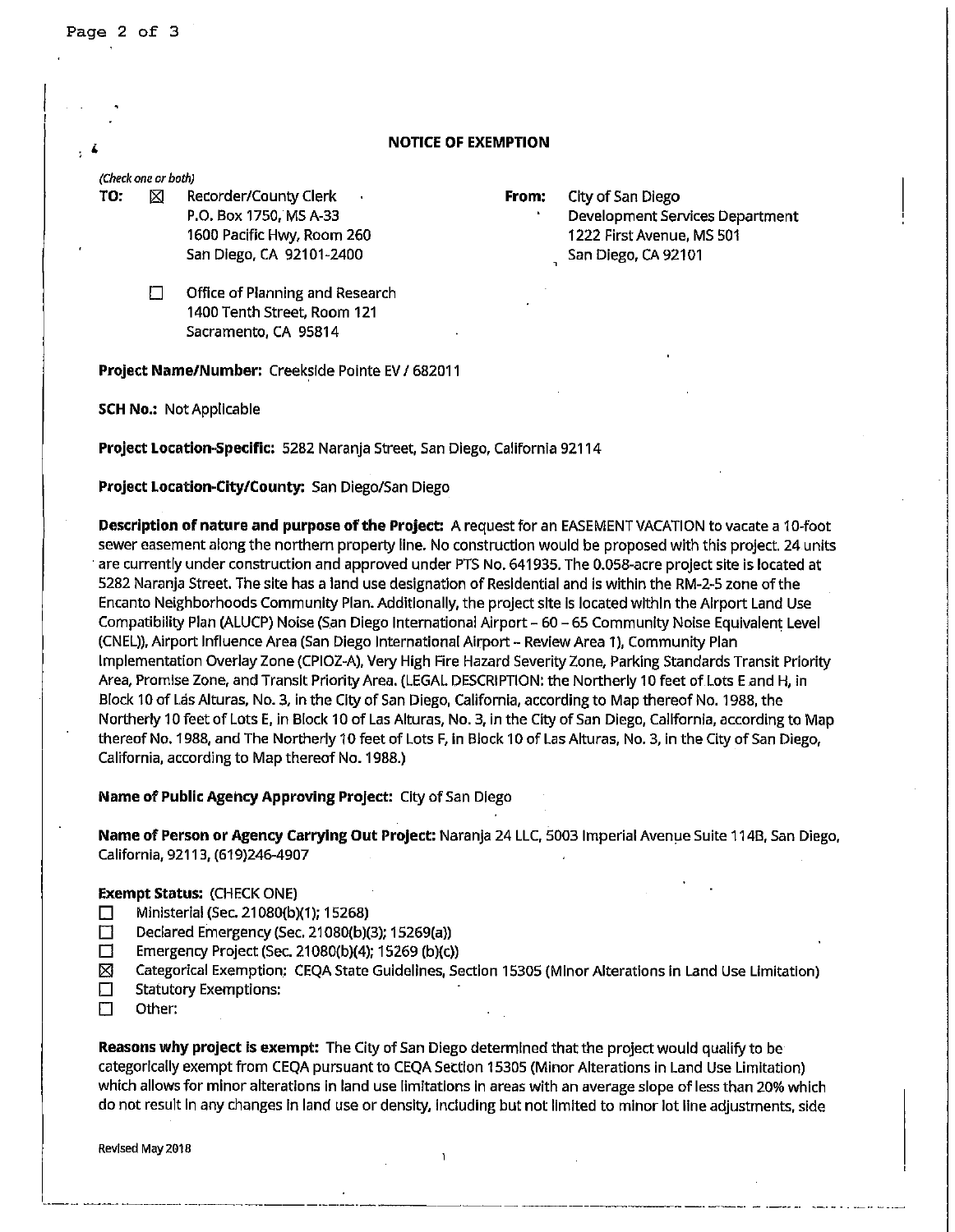# NOTICE OF EXEMPTION

*(Check one or both)*

**TO:** ☒ Recorder/County Clerk
P.O. Box 1750, MS A-33
1600 Pacific Hwy, Room 260
San Diego, CA 92101-2400

☐ Office of Planning and Research
1400 Tenth Street, Room 121
Sacramento, CA 95814

**From:** City of San Diego
Development Services Department
1222 First Avenue, MS 501
San Diego, CA 92101

**Project Name/Number:** Creekside Pointe EV / 682011

**SCH No.:** Not Applicable

**Project Location-Specific:** 5282 Naranja Street, San Diego, California 92114

**Project Location-City/County:** San Diego/San Diego

**Description of nature and purpose of the Project:** A request for an EASEMENT VACATION to vacate a 10-foot sewer easement along the northern property line. No construction would be proposed with this project. 24 units are currently under construction and approved under PTS No. 641935. The 0.058-acre project site is located at 5282 Naranja Street. The site has a land use designation of Residential and is within the RM-2-5 zone of the Encanto Neighborhoods Community Plan. Additionally, the project site is located within the Airport Land Use Compatibility Plan (ALUCP) Noise (San Diego International Airport – 60 – 65 Community Noise Equivalent Level (CNEL)), Airport Influence Area (San Diego International Airport – Review Area 1), Community Plan Implementation Overlay Zone (CPIOZ-A), Very High Fire Hazard Severity Zone, Parking Standards Transit Priority Area, Promise Zone, and Transit Priority Area. (LEGAL DESCRIPTION: the Northerly 10 feet of Lots E and H, in Block 10 of Las Alturas, No. 3, in the City of San Diego, California, according to Map thereof No. 1988, the Northerly 10 feet of Lots E, in Block 10 of Las Alturas, No. 3, in the City of San Diego, California, according to Map thereof No. 1988, and The Northerly 10 feet of Lots F, in Block 10 of Las Alturas, No. 3, in the City of San Diego, California, according to Map thereof No. 1988.)

**Name of Public Agency Approving Project:** City of San Diego

**Name of Person or Agency Carrying Out Project:** Naranja 24 LLC, 5003 Imperial Avenue Suite 114B, San Diego, California, 92113, (619)246-4907

**Exempt Status:** (CHECK ONE)

- ☐ Ministerial (Sec. 21080(b)(1); 15268)
- ☐ Declared Emergency (Sec. 21080(b)(3); 15269(a))
- ☐ Emergency Project (Sec. 21080(b)(4); 15269 (b)(c))
- ☒ Categorical Exemption: CEQA State Guidelines, Section 15305 (Minor Alterations in Land Use Limitation)
- ☐ Statutory Exemptions:
- ☐ Other:

**Reasons why project is exempt:** The City of San Diego determined that the project would qualify to be categorically exempt from CEQA pursuant to CEQA Section 15305 (Minor Alterations in Land Use Limitation) which allows for minor alterations in land use limitations in areas with an average slope of less than 20% which do not result in any changes in land use or density, including but not limited to minor lot line adjustments, side

Revised May 2018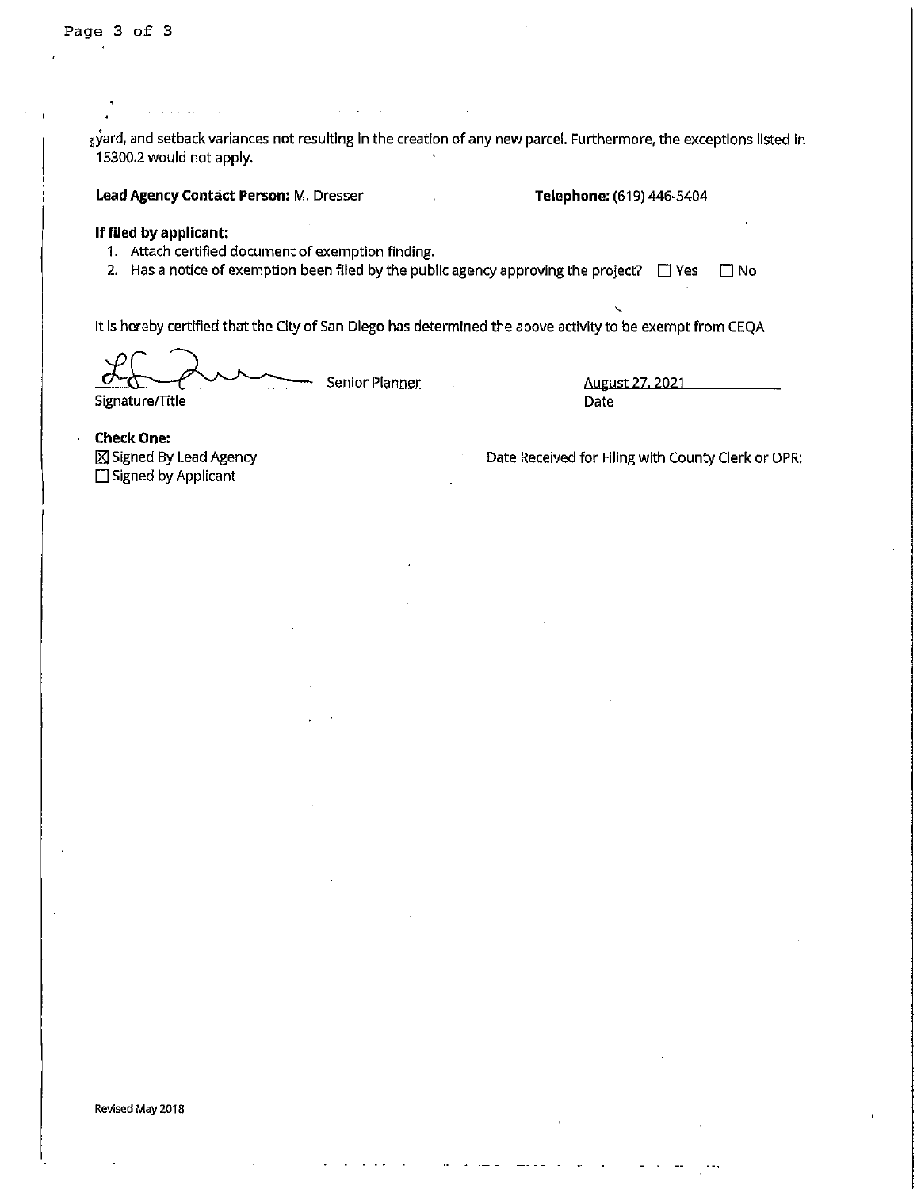yard, and setback variances not resulting in the creation of any new parcel. Furthermore, the exceptions listed in 15300.2 would not apply.

**Lead Agency Contact Person:** M. Dresser **Telephone:** (619) 446-5404

**If filed by applicant:**

1. Attach certified document of exemption finding.
2. Has a notice of exemption been filed by the public agency approving the project? ☐ Yes ☐ No

It is hereby certified that the City of San Diego has determined the above activity to be exempt from CEQA

Senior Planner August 27, 2021

Signature/Title Date

**Check One:**

☒ Signed By Lead Agency

☐ Signed by Applicant

Date Received for Filing with County Clerk or OPR:

Revised May 2018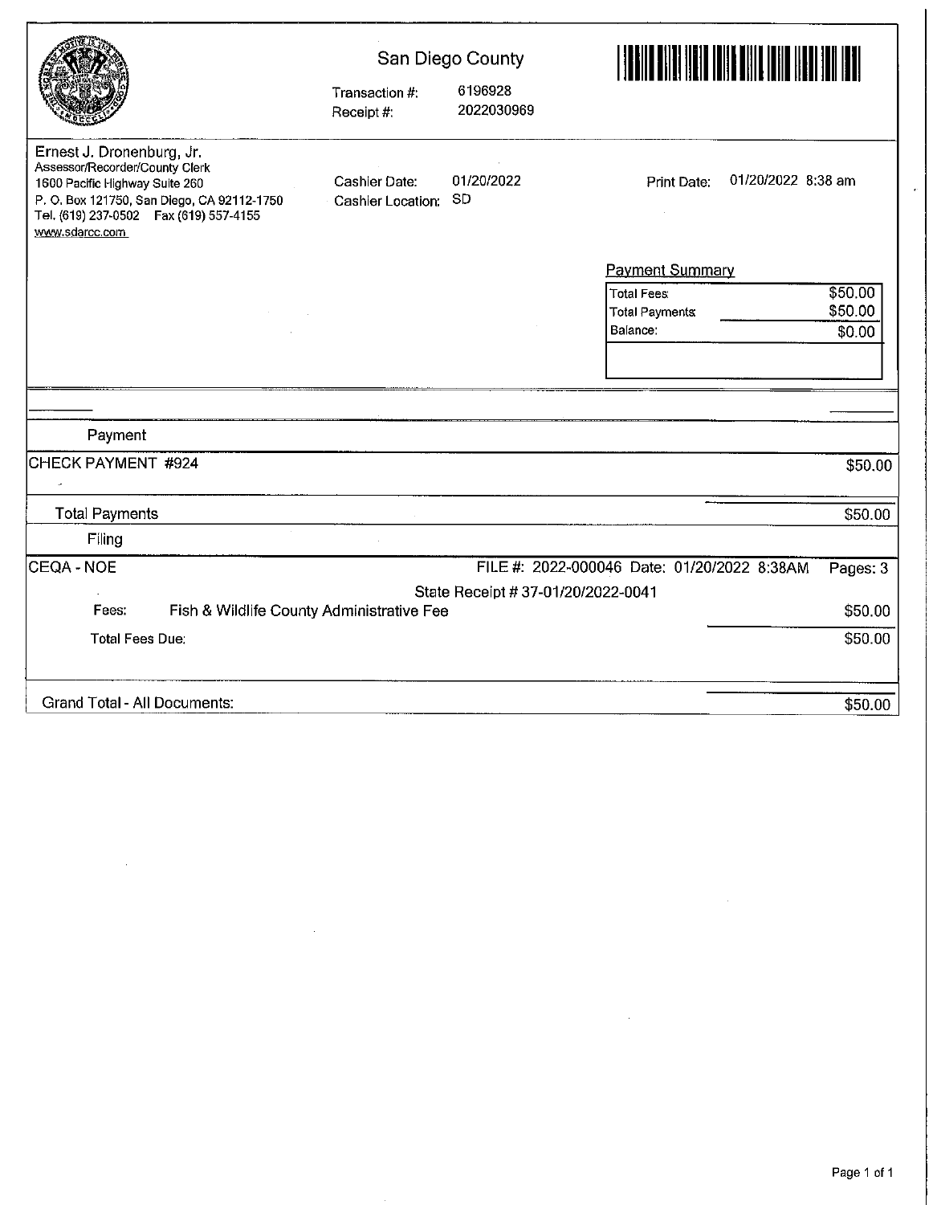San Diego County

Transaction #: 6196928
Receipt #: 2022030969

Ernest J. Dronenburg, Jr.
Assessor/Recorder/County Clerk
1600 Pacific Highway Suite 260
P. O. Box 121750, San Diego, CA 92112-1750
Tel. (619) 237-0502 Fax (619) 557-4155
www.sdarcc.com

Cashier Date: 01/20/2022
Cashier Location: SD

Print Date: 01/20/2022 8:38 am

**Payment Summary**

| | |
|---|---|
| Total Fees | $50.00 |
| Total Payments | $50.00 |
| Balance: | $0.00 |

Payment

| | |
|---|---|
| CHECK PAYMENT #924 | $50.00 |
| Total Payments | $50.00 |

Filing

CEQA - NOE — FILE #: 2022-000046 Date: 01/20/2022 8:38AM Pages: 3

State Receipt # 37-01/20/2022-0041

| | |
|---|---|
| Fees: Fish & Wildlife County Administrative Fee | $50.00 |
| Total Fees Due: | $50.00 |
| Grand Total - All Documents: | $50.00 |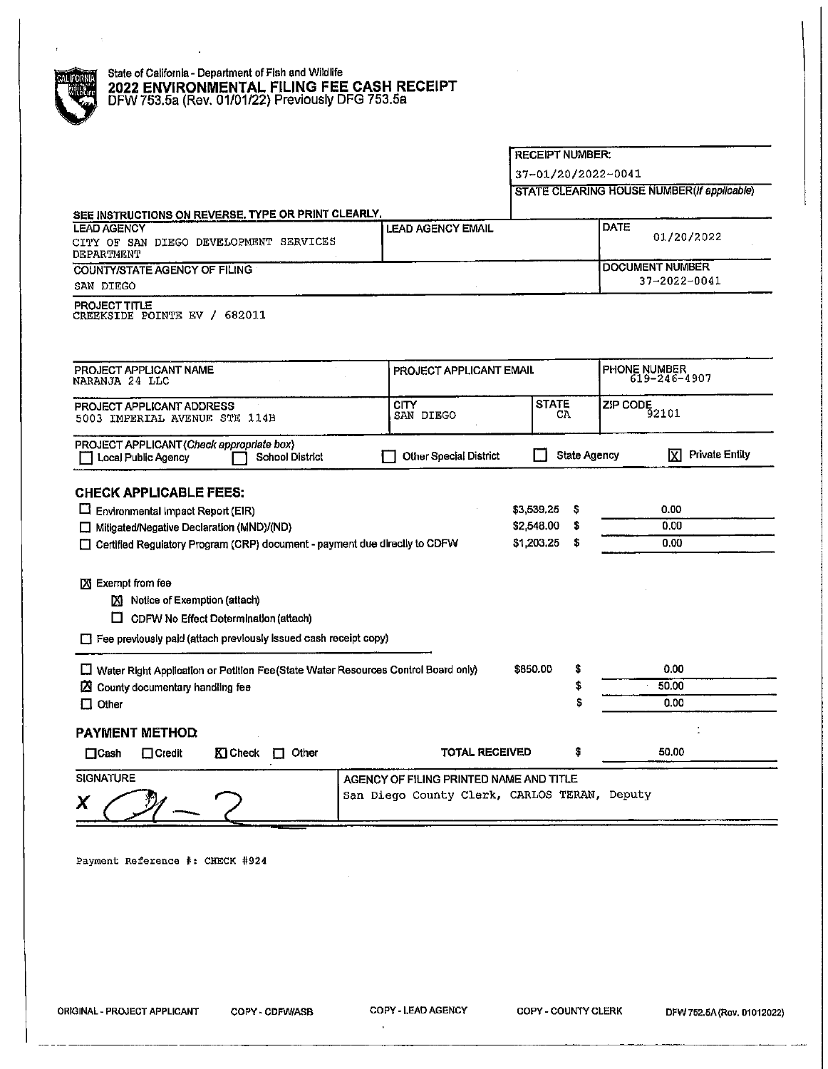State of California - Department of Fish and Wildlife

# 2022 ENVIRONMENTAL FILING FEE CASH RECEIPT

DFW 753.5a (Rev. 01/01/22) Previously DFG 753.5a

| | |
|---|---|
| RECEIPT NUMBER: | 37-01/20/2022-0041 |
| STATE CLEARING HOUSE NUMBER(If applicable) | |

SEE INSTRUCTIONS ON REVERSE. TYPE OR PRINT CLEARLY.

| | | |
|---|---|---|
| LEAD AGENCY: CITY OF SAN DIEGO DEVELOPMENT SERVICES DEPARTMENT | LEAD AGENCY EMAIL | DATE: 01/20/2022 |
| COUNTY/STATE AGENCY OF FILING: SAN DIEGO | | DOCUMENT NUMBER: 37-2022-0041 |

PROJECT TITLE
CREEKSIDE POINTE EV / 682011

| | | | |
|---|---|---|---|
| PROJECT APPLICANT NAME: NARANJA 24 LLC | PROJECT APPLICANT EMAIL | | PHONE NUMBER: 619-246-4907 |
| PROJECT APPLICANT ADDRESS: 5003 IMPERIAL AVENUE STE 114B | CITY: SAN DIEGO | STATE: CA | ZIP CODE: 92101 |

PROJECT APPLICANT (Check appropriate box)

☐ Local Public Agency ☐ School District ☐ Other Special District ☐ State Agency ☒ Private Entity

## CHECK APPLICABLE FEES:

| | | | |
|---|---|---|---|
| ☐ Environmental Impact Report (EIR) | $3,539.25 | $ | 0.00 |
| ☐ Mitigated/Negative Declaration (MND)/(ND) | $2,548.00 | $ | 0.00 |
| ☐ Certified Regulatory Program (CRP) document - payment due directly to CDFW | $1,203.25 | $ | 0.00 |

☒ Exempt from fee

- ☒ Notice of Exemption (attach)
- ☐ CDFW No Effect Determination (attach)

☐ Fee previously paid (attach previously issued cash receipt copy)

| | | | |
|---|---|---|---|
| ☐ Water Right Application or Petition Fee(State Water Resources Control Board only) | $850.00 | $ | 0.00 |
| ☒ County documentary handling fee | | $ | 50.00 |
| ☐ Other | | $ | 0.00 |

## PAYMENT METHOD:

☐ Cash ☐ Credit ☒ Check ☐ Other

TOTAL RECEIVED $ 50.00

| | |
|---|---|
| SIGNATURE: X | AGENCY OF FILING PRINTED NAME AND TITLE: San Diego County Clerk, CARLOS TERAN, Deputy |

Payment Reference #: CHECK #924

ORIGINAL - PROJECT APPLICANT COPY - CDFW/ASB COPY - LEAD AGENCY COPY - COUNTY CLERK DFW 753.5A (Rev. 01012022)